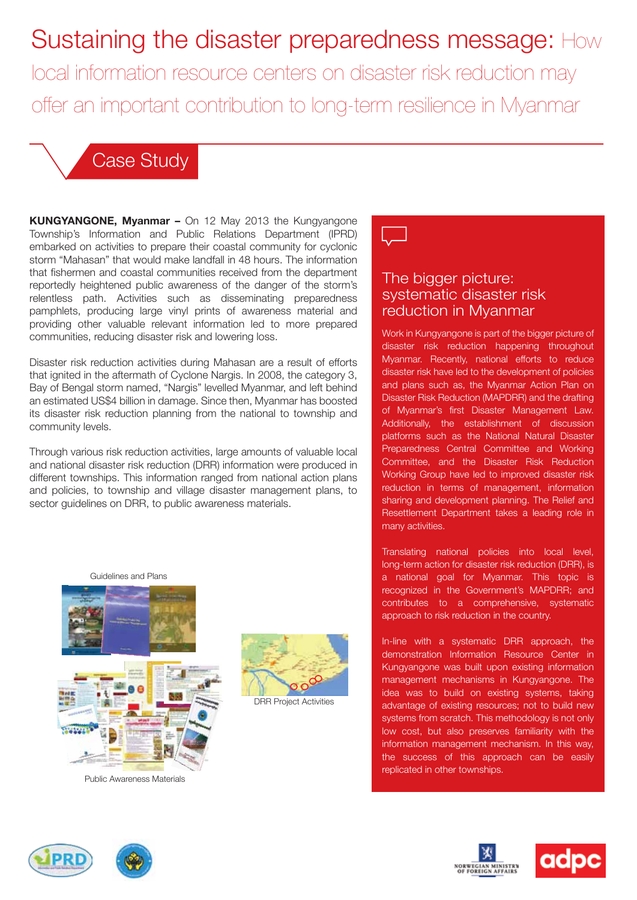# Sustaining the disaster preparedness message: How local information resource centers on disaster risk reduction may offer an important contribution to long-term resilience in Myanmar

## Case Study

**KUNGYANGONE, Myanmar –** On 12 May 2013 the Kungyangone Township's Information and Public Relations Department (IPRD) embarked on activities to prepare their coastal community for cyclonic storm "Mahasan" that would make landfall in 48 hours. The information that fishermen and coastal communities received from the department reportedly heightened public awareness of the danger of the storm's relentless path. Activities such as disseminating preparedness pamphlets, producing large vinyl prints of awareness material and providing other valuable relevant information led to more prepared communities, reducing disaster risk and lowering loss.

Disaster risk reduction activities during Mahasan are a result of efforts that ignited in the aftermath of Cyclone Nargis. In 2008, the category 3, Bay of Bengal storm named, "Nargis" levelled Myanmar, and left behind an estimated US$4 billion in damage. Since then, Myanmar has boosted its disaster risk reduction planning from the national to township and community levels.

Through various risk reduction activities, large amounts of valuable local and national disaster risk reduction (DRR) information were produced in different townships. This information ranged from national action plans and policies, to township and village disaster management plans, to sector guidelines on DRR, to public awareness materials.

Guidelines and Plans

Public Awareness Materials

DRR Project Activities

### The bigger picture: systematic disaster risk reduction in Myanmar

Work in Kungyangone is part of the bigger picture of disaster risk reduction happening throughout Myanmar. Recently, national efforts to reduce disaster risk have led to the development of policies and plans such as, the Myanmar Action Plan on Disaster Risk Reduction (MAPDRR) and the drafting of Myanmar's first Disaster Management Law. Additionally, the establishment of discussion platforms such as the National Natural Disaster Preparedness Central Committee and Working Committee, and the Disaster Risk Reduction Working Group have led to improved disaster risk reduction in terms of management, information sharing and development planning. The Relief and Resettlement Department takes a leading role in many activities.

Translating national policies into local level, long-term action for disaster risk reduction (DRR), is a national goal for Myanmar. This topic is recognized in the Government's MAPDRR; and contributes to a comprehensive, systematic approach to risk reduction in the country.

In-line with a systematic DRR approach, the demonstration Information Resource Center in Kungyangone was built upon existing information management mechanisms in Kungyangone. The idea was to build on existing systems, taking advantage of existing resources; not to build new systems from scratch. This methodology is not only low cost, but also preserves familiarity with the information management mechanism. In this way, the success of this approach can be easily replicated in other townships.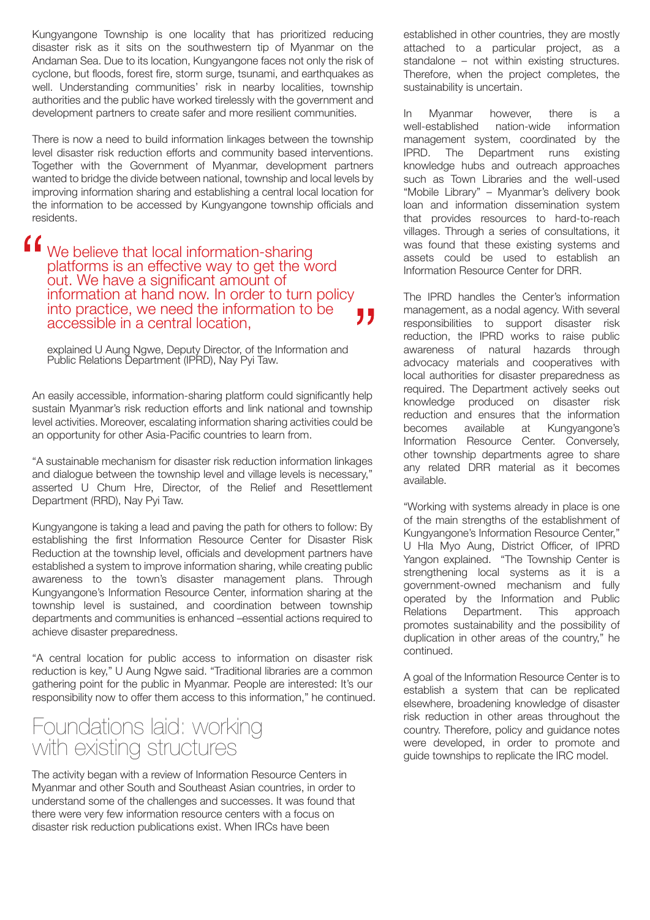Kungyangone Township is one locality that has prioritized reducing disaster risk as it sits on the southwestern tip of Myanmar on the Andaman Sea. Due to its location, Kungyangone faces not only the risk of cyclone, but floods, forest fire, storm surge, tsunami, and earthquakes as well. Understanding communities' risk in nearby localities, township authorities and the public have worked tirelessly with the government and development partners to create safer and more resilient communities.

There is now a need to build information linkages between the township level disaster risk reduction efforts and community based interventions. Together with the Government of Myanmar, development partners wanted to bridge the divide between national, township and local levels by improving information sharing and establishing a central local location for the information to be accessed by Kungyangone township officials and residents.

> "We believe that local information-sharing platforms is an effective way to get the word out. We have a significant amount of information at hand now. In order to turn policy into practice, we need the information to be accessible in a central location,"
>
> explained U Aung Ngwe, Deputy Director, of the Information and Public Relations Department (IPRD), Nay Pyi Taw.

An easily accessible, information-sharing platform could significantly help sustain Myanmar's risk reduction efforts and link national and township level activities. Moreover, escalating information sharing activities could be an opportunity for other Asia-Pacific countries to learn from.

"A sustainable mechanism for disaster risk reduction information linkages and dialogue between the township level and village levels is necessary," asserted U Chum Hre, Director, of the Relief and Resettlement Department (RRD), Nay Pyi Taw.

Kungyangone is taking a lead and paving the path for others to follow: By establishing the first Information Resource Center for Disaster Risk Reduction at the township level, officials and development partners have established a system to improve information sharing, while creating public awareness to the town's disaster management plans. Through Kungyangone's Information Resource Center, information sharing at the township level is sustained, and coordination between township departments and communities is enhanced –essential actions required to achieve disaster preparedness.

"A central location for public access to information on disaster risk reduction is key," U Aung Ngwe said. "Traditional libraries are a common gathering point for the public in Myanmar. People are interested: It's our responsibility now to offer them access to this information," he continued.

## Foundations laid: working with existing structures

The activity began with a review of Information Resource Centers in Myanmar and other South and Southeast Asian countries, in order to understand some of the challenges and successes. It was found that there were very few information resource centers with a focus on disaster risk reduction publications exist. When IRCs have been established in other countries, they are mostly attached to a particular project, as a standalone – not within existing structures. Therefore, when the project completes, the sustainability is uncertain.

In Myanmar however, there is a well-established nation-wide information management system, coordinated by the IPRD. The Department runs existing knowledge hubs and outreach approaches such as Town Libraries and the well-used "Mobile Library" – Myanmar's delivery book loan and information dissemination system that provides resources to hard-to-reach villages. Through a series of consultations, it was found that these existing systems and assets could be used to establish an Information Resource Center for DRR.

The IPRD handles the Center's information management, as a nodal agency. With several responsibilities to support disaster risk reduction, the IPRD works to raise public awareness of natural hazards through advocacy materials and cooperatives with local authorities for disaster preparedness as required. The Department actively seeks out knowledge produced on disaster risk reduction and ensures that the information becomes available at Kungyangone's Information Resource Center. Conversely, other township departments agree to share any related DRR material as it becomes available.

"Working with systems already in place is one of the main strengths of the establishment of Kungyangone's Information Resource Center," U Hla Myo Aung, District Officer, of IPRD Yangon explained. "The Township Center is strengthening local systems as it is a government-owned mechanism and fully operated by the Information and Public Relations Department. This approach promotes sustainability and the possibility of duplication in other areas of the country," he continued.

A goal of the Information Resource Center is to establish a system that can be replicated elsewhere, broadening knowledge of disaster risk reduction in other areas throughout the country. Therefore, policy and guidance notes were developed, in order to promote and guide townships to replicate the IRC model.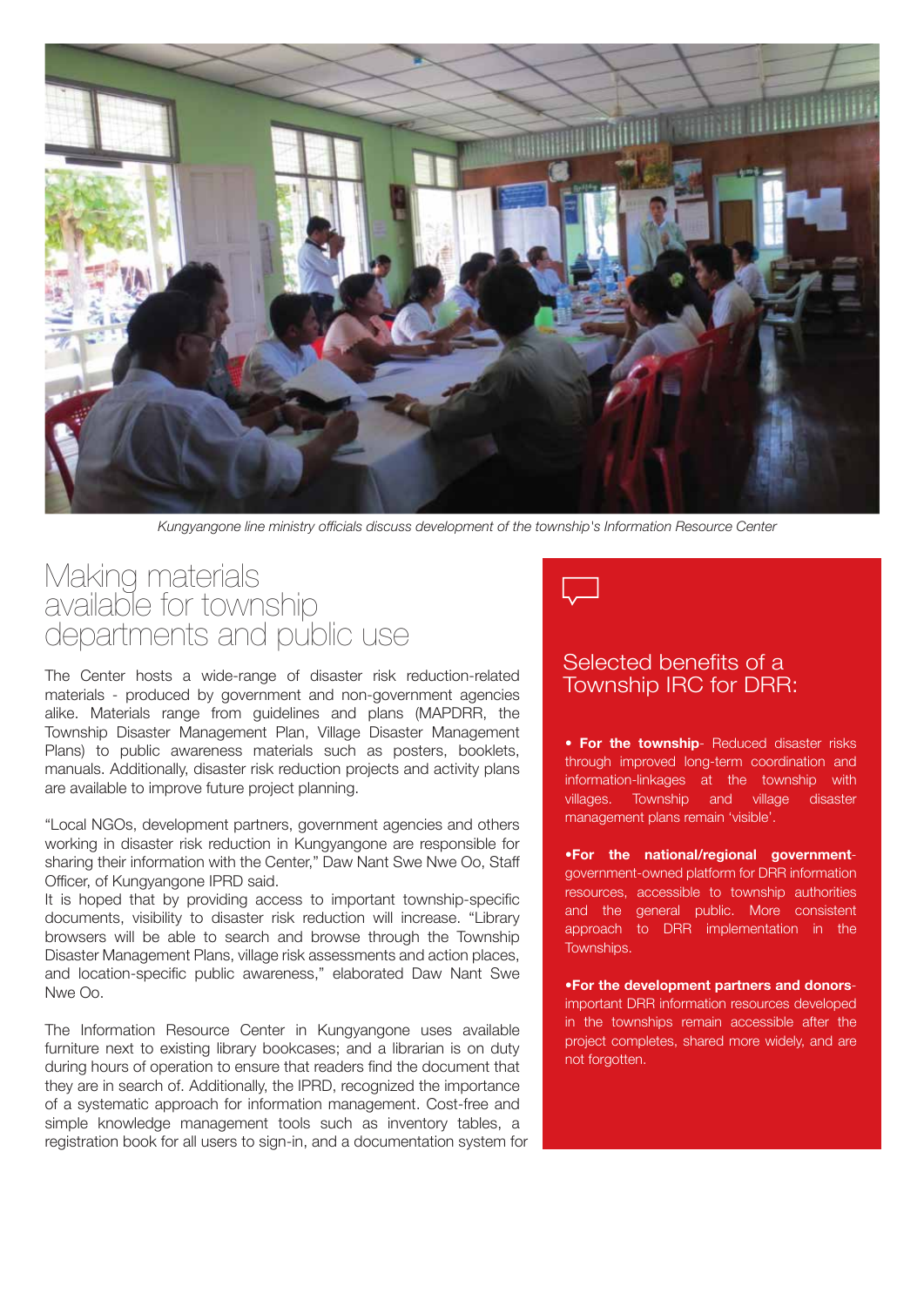*Kungyangone line ministry officials discuss development of the township's Information Resource Center*

## Making materials available for township departments and public use

The Center hosts a wide-range of disaster risk reduction-related materials - produced by government and non-government agencies alike. Materials range from guidelines and plans (MAPDRR, the Township Disaster Management Plan, Village Disaster Management Plans) to public awareness materials such as posters, booklets, manuals. Additionally, disaster risk reduction projects and activity plans are available to improve future project planning.

"Local NGOs, development partners, government agencies and others working in disaster risk reduction in Kungyangone are responsible for sharing their information with the Center," Daw Nant Swe Nwe Oo, Staff Officer, of Kungyangone IPRD said.

It is hoped that by providing access to important township-specific documents, visibility to disaster risk reduction will increase. "Library browsers will be able to search and browse through the Township Disaster Management Plans, village risk assessments and action places, and location-specific public awareness," elaborated Daw Nant Swe Nwe Oo.

The Information Resource Center in Kungyangone uses available furniture next to existing library bookcases; and a librarian is on duty during hours of operation to ensure that readers find the document that they are in search of. Additionally, the IPRD, recognized the importance of a systematic approach for information management. Cost-free and simple knowledge management tools such as inventory tables, a registration book for all users to sign-in, and a documentation system for

### Selected benefits of a Township IRC for DRR:

- **For the township**- Reduced disaster risks through improved long-term coordination and information-linkages at the township with villages. Township and village disaster management plans remain 'visible'.
- **For the national/regional government**- government-owned platform for DRR information resources, accessible to township authorities and the general public. More consistent approach to DRR implementation in the Townships.
- **For the development partners and donors**- important DRR information resources developed in the townships remain accessible after the project completes, shared more widely, and are not forgotten.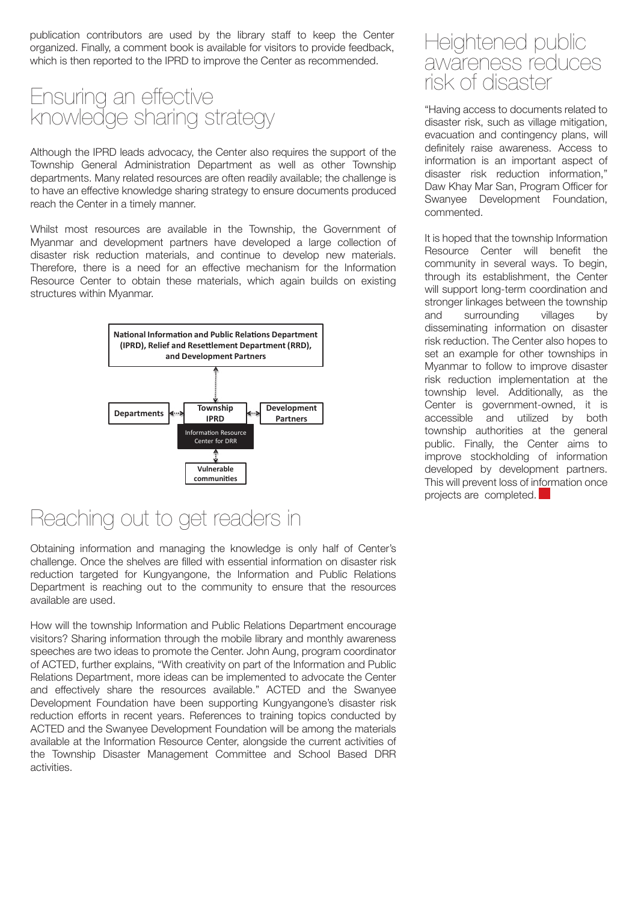publication contributors are used by the library staff to keep the Center organized. Finally, a comment book is available for visitors to provide feedback, which is then reported to the IPRD to improve the Center as recommended.

## Ensuring an effective knowledge sharing strategy

Although the IPRD leads advocacy, the Center also requires the support of the Township General Administration Department as well as other Township departments. Many related resources are often readily available; the challenge is to have an effective knowledge sharing strategy to ensure documents produced reach the Center in a timely manner.

Whilst most resources are available in the Township, the Government of Myanmar and development partners have developed a large collection of disaster risk reduction materials, and continue to develop new materials. Therefore, there is a need for an effective mechanism for the Information Resource Center to obtain these materials, which again builds on existing structures within Myanmar.

National Information and Public Relations Department (IPRD), Relief and Resettlement Department (RRD), and Development Partners

Departments

Township IPRD

Development Partners

Information Resource Center for DRR

Vulnerable communities

## Reaching out to get readers in

Obtaining information and managing the knowledge is only half of Center's challenge. Once the shelves are filled with essential information on disaster risk reduction targeted for Kungyangone, the Information and Public Relations Department is reaching out to the community to ensure that the resources available are used.

How will the township Information and Public Relations Department encourage visitors? Sharing information through the mobile library and monthly awareness speeches are two ideas to promote the Center. John Aung, program coordinator of ACTED, further explains, "With creativity on part of the Information and Public Relations Department, more ideas can be implemented to advocate the Center and effectively share the resources available." ACTED and the Swanyee Development Foundation have been supporting Kungyangone's disaster risk reduction efforts in recent years. References to training topics conducted by ACTED and the Swanyee Development Foundation will be among the materials available at the Information Resource Center, alongside the current activities of the Township Disaster Management Committee and School Based DRR activities.

## Heightened public awareness reduces risk of disaster

"Having access to documents related to disaster risk, such as village mitigation, evacuation and contingency plans, will definitely raise awareness. Access to information is an important aspect of disaster risk reduction information," Daw Khay Mar San, Program Officer for Swanyee Development Foundation, commented.

It is hoped that the township Information Resource Center will benefit the community in several ways. To begin, through its establishment, the Center will support long-term coordination and stronger linkages between the township and surrounding villages by disseminating information on disaster risk reduction. The Center also hopes to set an example for other townships in Myanmar to follow to improve disaster risk reduction implementation at the township level. Additionally, as the Center is government-owned, it is accessible and utilized by both township authorities at the general public. Finally, the Center aims to improve stockholding of information developed by development partners. This will prevent loss of information once projects are completed.